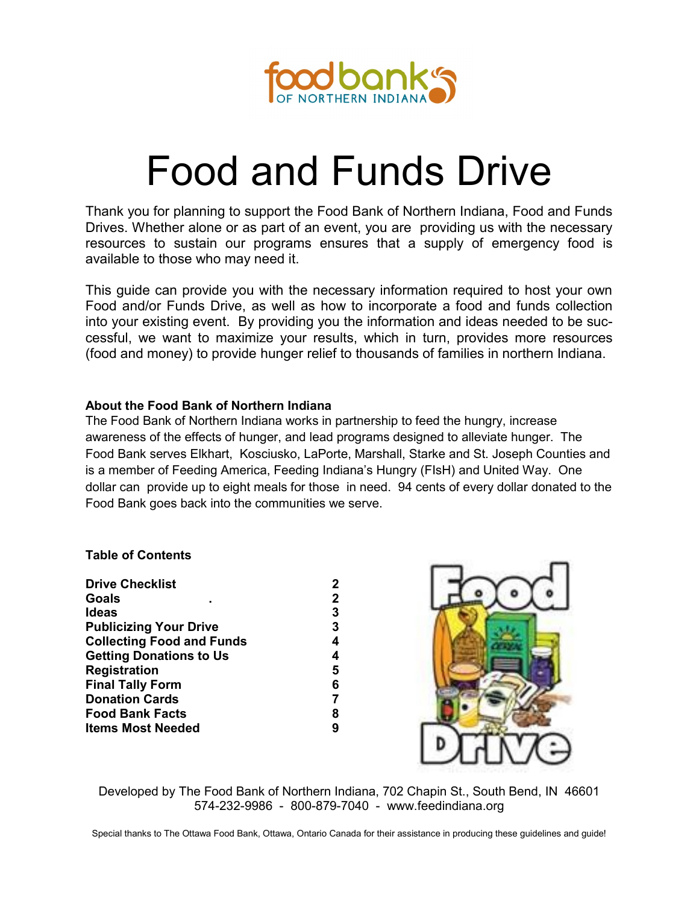# Food and Funds Drive

Thank you for planning to support the Food Bank of Northern Indiana, Food and Funds Drives. Whether alone or as part of an event, you are providing us with the necessary resources to sustain our programs ensures that a supply of emergency food is available to those who may need it.

This guide can provide you with the necessary information required to host your own Food and/or Funds Drive, as well as how to incorporate a food and funds collection into your existing event. By providing you the information and ideas needed to be successful, we want to maximize your results, which in turn, provides more resources (food and money) to provide hunger relief to thousands of families in northern Indiana.

**About the Food Bank of Northern Indiana**

The Food Bank of Northern Indiana works in partnership to feed the hungry, increase awareness of the effects of hunger, and lead programs designed to alleviate hunger. The Food Bank serves Elkhart, Kosciusko, LaPorte, Marshall, Starke and St. Joseph Counties and is a member of Feeding America, Feeding Indiana's Hungry (FIsH) and United Way. One dollar can provide up to eight meals for those in need. 94 cents of every dollar donated to the Food Bank goes back into the communities we serve.

**Table of Contents**

| | |
|---|---|
| **Drive Checklist** | **2** |
| **Goals** | **2** |
| **Ideas** | **3** |
| **Publicizing Your Drive** | **3** |
| **Collecting Food and Funds** | **4** |
| **Getting Donations to Us** | **4** |
| **Registration** | **5** |
| **Final Tally Form** | **6** |
| **Donation Cards** | **7** |
| **Food Bank Facts** | **8** |
| **Items Most Needed** | **9** |

Developed by The Food Bank of Northern Indiana, 702 Chapin St., South Bend, IN 46601
574-232-9986 - 800-879-7040 - www.feedindiana.org

Special thanks to The Ottawa Food Bank, Ottawa, Ontario Canada for their assistance in producing these guidelines and guide!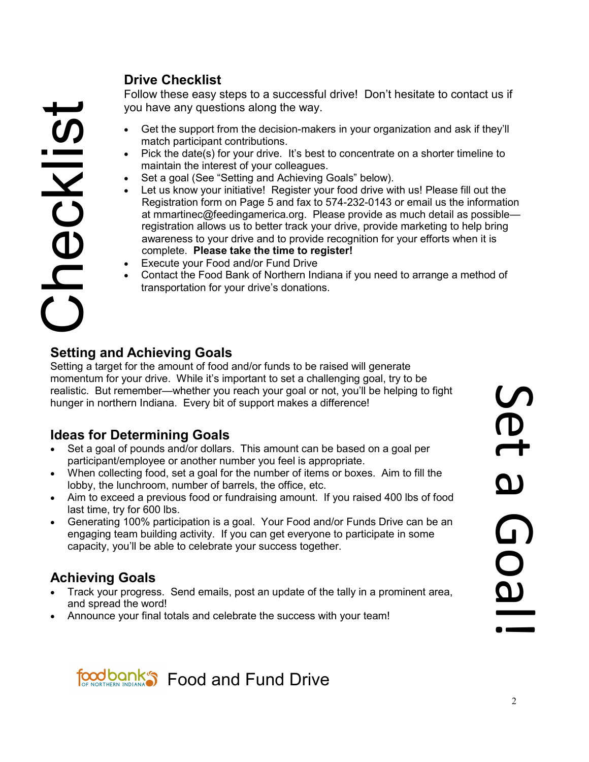Checklist

## Drive Checklist

Follow these easy steps to a successful drive! Don't hesitate to contact us if you have any questions along the way.

- Get the support from the decision-makers in your organization and ask if they'll match participant contributions.
- Pick the date(s) for your drive. It's best to concentrate on a shorter timeline to maintain the interest of your colleagues.
- Set a goal (See "Setting and Achieving Goals" below).
- Let us know your initiative! Register your food drive with us! Please fill out the Registration form on Page 5 and fax to 574-232-0143 or email us the information at mmartinec@feedingamerica.org. Please provide as much detail as possible—registration allows us to better track your drive, provide marketing to help bring awareness to your drive and to provide recognition for your efforts when it is complete. **Please take the time to register!**
- Execute your Food and/or Fund Drive
- Contact the Food Bank of Northern Indiana if you need to arrange a method of transportation for your drive's donations.

Set a Goal!

## Setting and Achieving Goals

Setting a target for the amount of food and/or funds to be raised will generate momentum for your drive. While it's important to set a challenging goal, try to be realistic. But remember—whether you reach your goal or not, you'll be helping to fight hunger in northern Indiana. Every bit of support makes a difference!

## Ideas for Determining Goals

- Set a goal of pounds and/or dollars. This amount can be based on a goal per participant/employee or another number you feel is appropriate.
- When collecting food, set a goal for the number of items or boxes. Aim to fill the lobby, the lunchroom, number of barrels, the office, etc.
- Aim to exceed a previous food or fundraising amount. If you raised 400 lbs of food last time, try for 600 lbs.
- Generating 100% participation is a goal. Your Food and/or Funds Drive can be an engaging team building activity. If you can get everyone to participate in some capacity, you'll be able to celebrate your success together.

## Achieving Goals

- Track your progress. Send emails, post an update of the tally in a prominent area, and spread the word!
- Announce your final totals and celebrate the success with your team!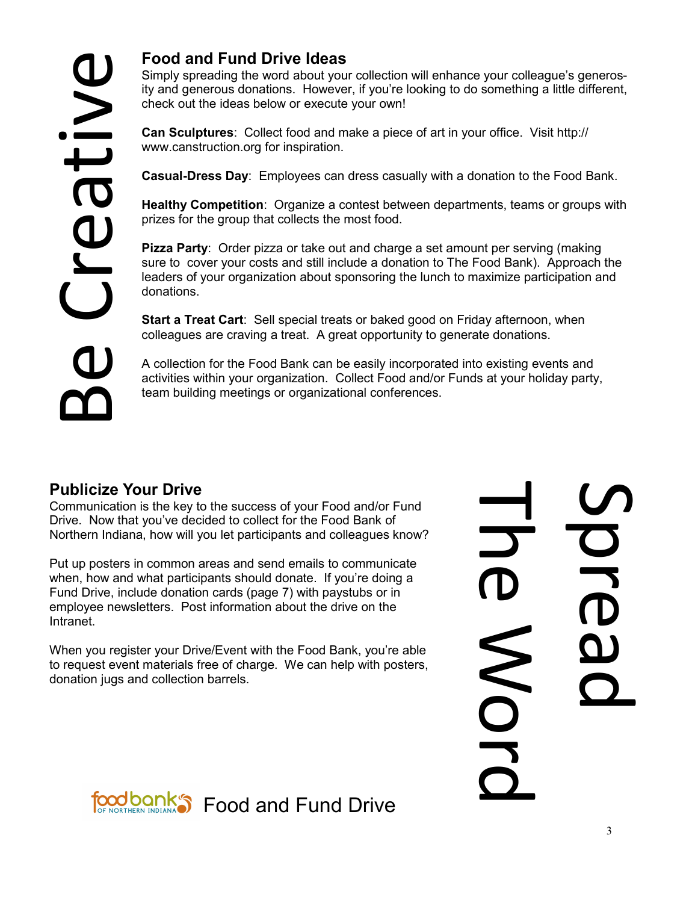# Be Creative

## Food and Fund Drive Ideas

Simply spreading the word about your collection will enhance your colleague's generosity and generous donations. However, if you're looking to do something a little different, check out the ideas below or execute your own!

**Can Sculptures**: Collect food and make a piece of art in your office. Visit http://www.canstruction.org for inspiration.

**Casual-Dress Day**: Employees can dress casually with a donation to the Food Bank.

**Healthy Competition**: Organize a contest between departments, teams or groups with prizes for the group that collects the most food.

**Pizza Party**: Order pizza or take out and charge a set amount per serving (making sure to cover your costs and still include a donation to The Food Bank). Approach the leaders of your organization about sponsoring the lunch to maximize participation and donations.

**Start a Treat Cart**: Sell special treats or baked good on Friday afternoon, when colleagues are craving a treat. A great opportunity to generate donations.

A collection for the Food Bank can be easily incorporated into existing events and activities within your organization. Collect Food and/or Funds at your holiday party, team building meetings or organizational conferences.

# Spread The Word

## Publicize Your Drive

Communication is the key to the success of your Food and/or Fund Drive. Now that you've decided to collect for the Food Bank of Northern Indiana, how will you let participants and colleagues know?

Put up posters in common areas and send emails to communicate when, how and what participants should donate. If you're doing a Fund Drive, include donation cards (page 7) with paystubs or in employee newsletters. Post information about the drive on the Intranet.

When you register your Drive/Event with the Food Bank, you're able to request event materials free of charge. We can help with posters, donation jugs and collection barrels.

foodbank OF NORTHERN INDIANA Food and Fund Drive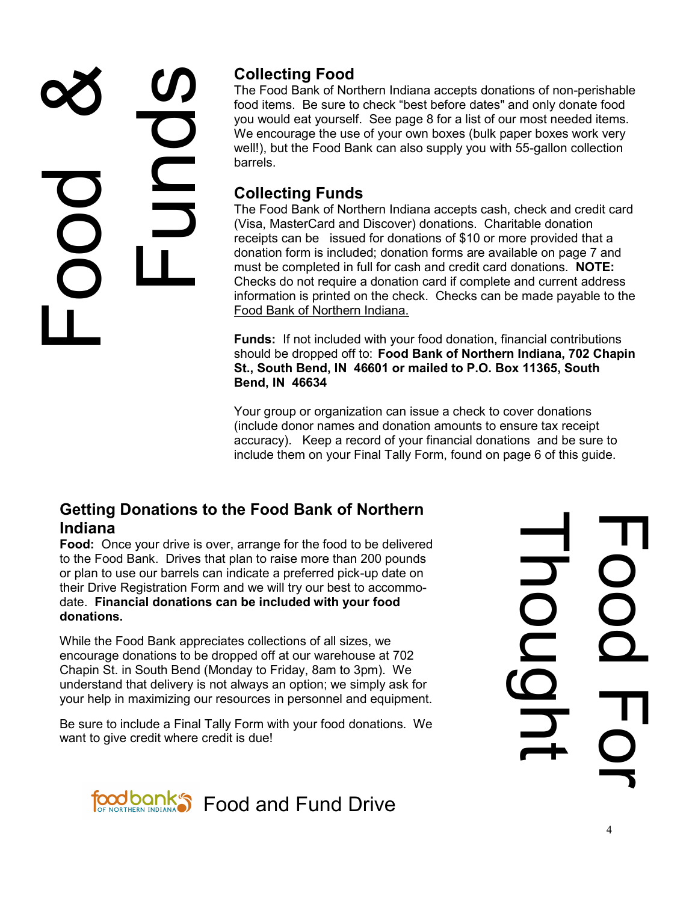# Food & Funds

## Collecting Food

The Food Bank of Northern Indiana accepts donations of non-perishable food items. Be sure to check "best before dates" and only donate food you would eat yourself. See page 8 for a list of our most needed items. We encourage the use of your own boxes (bulk paper boxes work very well!), but the Food Bank can also supply you with 55-gallon collection barrels.

## Collecting Funds

The Food Bank of Northern Indiana accepts cash, check and credit card (Visa, MasterCard and Discover) donations. Charitable donation receipts can be issued for donations of $10 or more provided that a donation form is included; donation forms are available on page 7 and must be completed in full for cash and credit card donations. **NOTE:** Checks do not require a donation card if complete and current address information is printed on the check. Checks can be made payable to the Food Bank of Northern Indiana.

**Funds:** If not included with your food donation, financial contributions should be dropped off to: **Food Bank of Northern Indiana, 702 Chapin St., South Bend, IN 46601 or mailed to P.O. Box 11365, South Bend, IN 46634**

Your group or organization can issue a check to cover donations (include donor names and donation amounts to ensure tax receipt accuracy). Keep a record of your financial donations and be sure to include them on your Final Tally Form, found on page 6 of this guide.

# Food For Thought

## Getting Donations to the Food Bank of Northern Indiana

**Food:** Once your drive is over, arrange for the food to be delivered to the Food Bank. Drives that plan to raise more than 200 pounds or plan to use our barrels can indicate a preferred pick-up date on their Drive Registration Form and we will try our best to accommodate. **Financial donations can be included with your food donations.**

While the Food Bank appreciates collections of all sizes, we encourage donations to be dropped off at our warehouse at 702 Chapin St. in South Bend (Monday to Friday, 8am to 3pm). We understand that delivery is not always an option; we simply ask for your help in maximizing our resources in personnel and equipment.

Be sure to include a Final Tally Form with your food donations. We want to give credit where credit is due!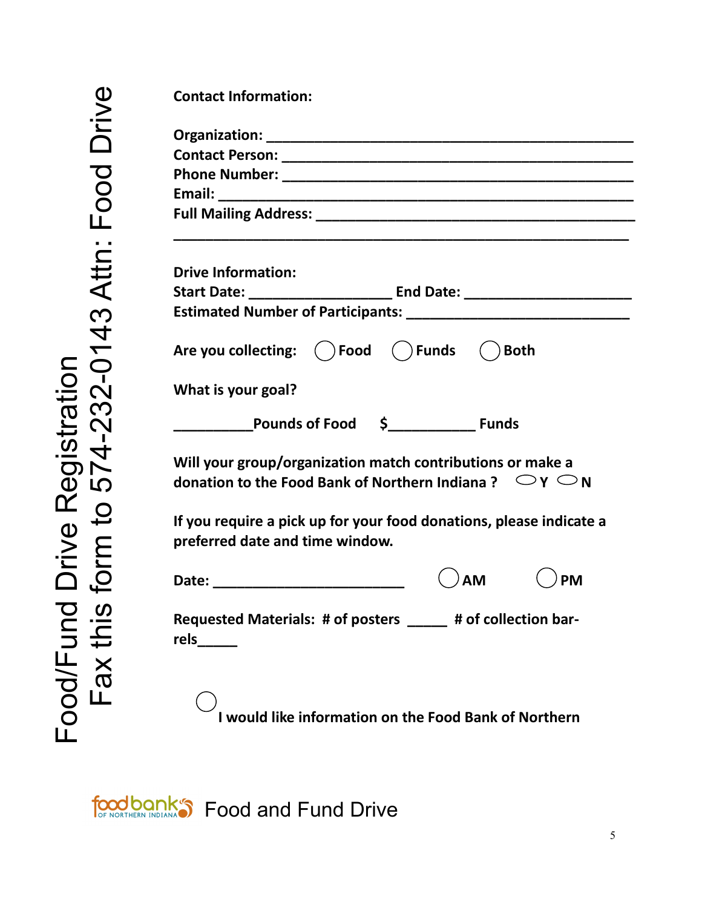# Food/Fund Drive Registration

## Fax this form to 574-232-0143 Attn: Food Drive

**Contact Information:**

**Organization:** ______________________________________________

**Contact Person:** ______________________________________________

**Phone Number:** ______________________________________________

**Email:** ______________________________________________

**Full Mailing Address:** ______________________________________________

______________________________________________________________

**Drive Information:**

**Start Date:** __________________ **End Date:** ____________________

**Estimated Number of Participants:** ___________________________

**Are you collecting:** ◯ **Food** ◯ **Funds** ◯ **Both**

**What is your goal?**

__________**Pounds of Food** **$**___________ **Funds**

**Will your group/organization match contributions or make a donation to the Food Bank of Northern Indiana ?** ◯ **Y** ◯ **N**

**If you require a pick up for your food donations, please indicate a preferred date and time window.**

**Date:** ________________________ ◯ **AM** ◯ **PM**

**Requested Materials: # of posters** _____ **# of collection bar-rels**_____

◯ **I would like information on the Food Bank of Northern**

foodbank OF NORTHERN INDIANA Food and Fund Drive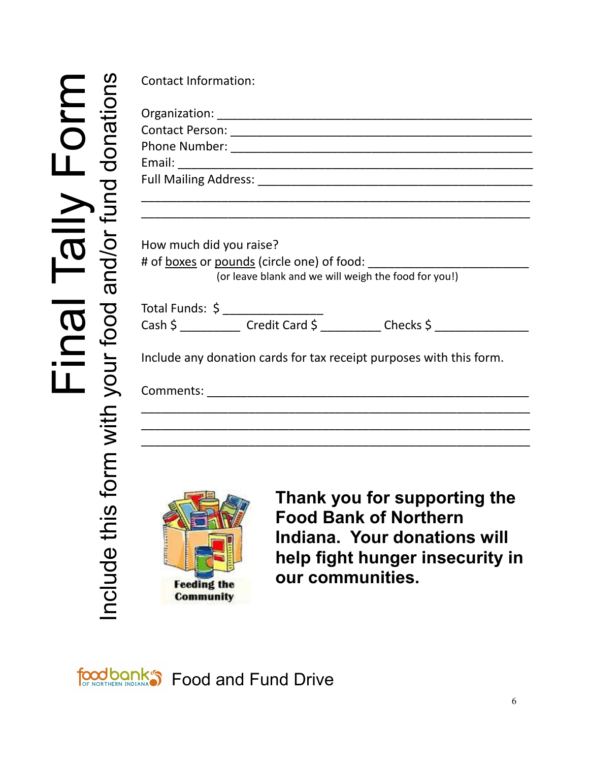# Final Tally Form

Include this form with your food and/or fund donations

Contact Information:

Organization: ___________________________________________

Contact Person: _________________________________________

Phone Number: __________________________________________

Email: _________________________________________________

Full Mailing Address: _____________________________________

_______________________________________________________

_______________________________________________________

How much did you raise?

# of boxes or pounds (circle one) of food: ______________________

(or leave blank and we will weigh the food for you!)

Total Funds: $ _______________

Cash $ _________ Credit Card $ _________ Checks $ ______________

Include any donation cards for tax receipt purposes with this form.

Comments: _______________________________________________

_______________________________________________________

_______________________________________________________

_______________________________________________________

Feeding the Community

**Thank you for supporting the Food Bank of Northern Indiana. Your donations will help fight hunger insecurity in our communities.**

foodbank OF NORTHERN INDIANA Food and Fund Drive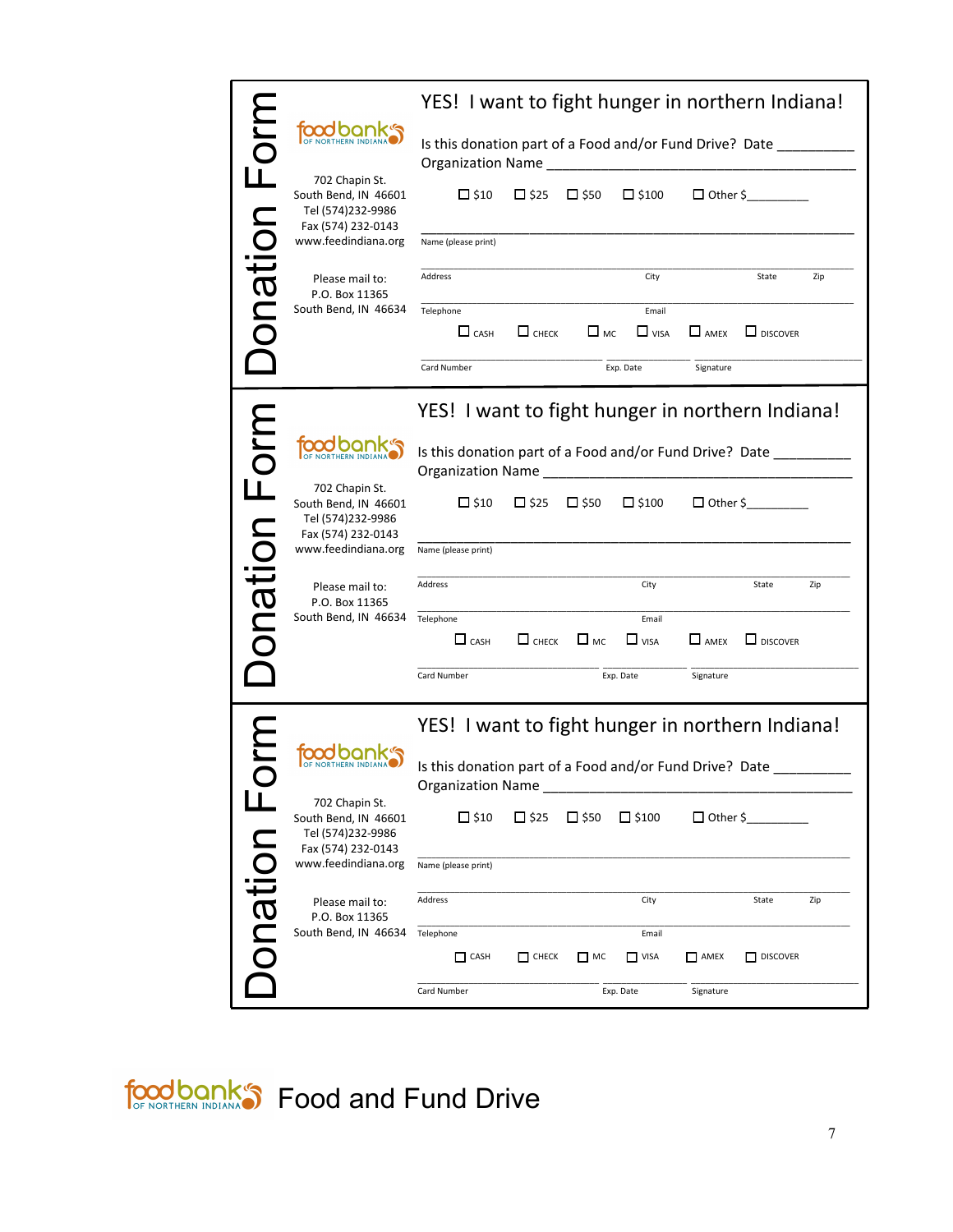## Donation Form

foodbank OF NORTHERN INDIANA

702 Chapin St.
South Bend, IN 46601
Tel (574)232-9986
Fax (574) 232-0143
www.feedindiana.org

Please mail to:
P.O. Box 11365
South Bend, IN 46634

YES! I want to fight hunger in northern Indiana!

Is this donation part of a Food and/or Fund Drive? Date __________
Organization Name ________________________________________

☐ $10 ☐ $25 ☐ $50 ☐ $100 ☐ Other $_________

Name (please print)

Address City State Zip

Telephone Email

☐ CASH ☐ CHECK ☐ MC ☐ VISA ☐ AMEX ☐ DISCOVER

Card Number Exp. Date Signature

---

## Donation Form

foodbank OF NORTHERN INDIANA

702 Chapin St.
South Bend, IN 46601
Tel (574)232-9986
Fax (574) 232-0143
www.feedindiana.org

Please mail to:
P.O. Box 11365
South Bend, IN 46634

YES! I want to fight hunger in northern Indiana!

Is this donation part of a Food and/or Fund Drive? Date __________
Organization Name ________________________________________

☐ $10 ☐ $25 ☐ $50 ☐ $100 ☐ Other $_________

Name (please print)

Address City State Zip

Telephone Email

☐ CASH ☐ CHECK ☐ MC ☐ VISA ☐ AMEX ☐ DISCOVER

Card Number Exp. Date Signature

---

## Donation Form

foodbank OF NORTHERN INDIANA

702 Chapin St.
South Bend, IN 46601
Tel (574)232-9986
Fax (574) 232-0143
www.feedindiana.org

Please mail to:
P.O. Box 11365
South Bend, IN 46634

YES! I want to fight hunger in northern Indiana!

Is this donation part of a Food and/or Fund Drive? Date __________
Organization Name ________________________________________

☐ $10 ☐ $25 ☐ $50 ☐ $100 ☐ Other $_________

Name (please print)

Address City State Zip

Telephone Email

☐ CASH ☐ CHECK ☐ MC ☐ VISA ☐ AMEX ☐ DISCOVER

Card Number Exp. Date Signature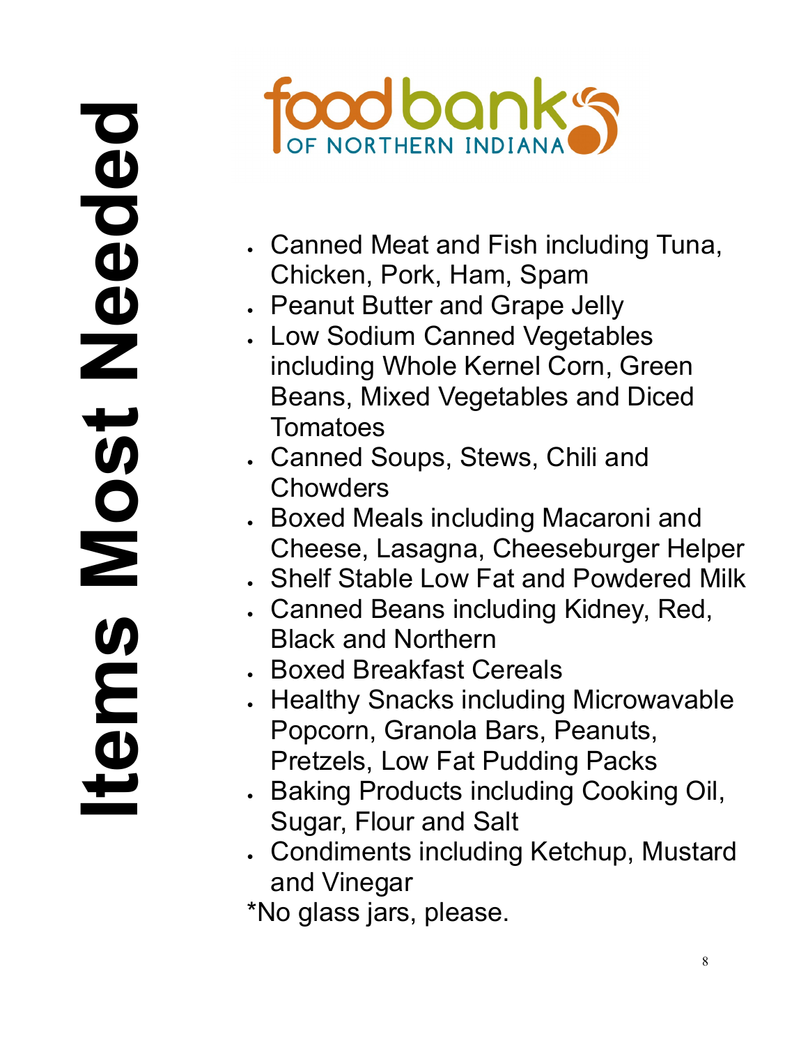# Items Most Needed

food bank OF NORTHERN INDIANA

- Canned Meat and Fish including Tuna, Chicken, Pork, Ham, Spam
- Peanut Butter and Grape Jelly
- Low Sodium Canned Vegetables including Whole Kernel Corn, Green Beans, Mixed Vegetables and Diced Tomatoes
- Canned Soups, Stews, Chili and Chowders
- Boxed Meals including Macaroni and Cheese, Lasagna, Cheeseburger Helper
- Shelf Stable Low Fat and Powdered Milk
- Canned Beans including Kidney, Red, Black and Northern
- Boxed Breakfast Cereals
- Healthy Snacks including Microwavable Popcorn, Granola Bars, Peanuts, Pretzels, Low Fat Pudding Packs
- Baking Products including Cooking Oil, Sugar, Flour and Salt
- Condiments including Ketchup, Mustard and Vinegar

*No glass jars, please.